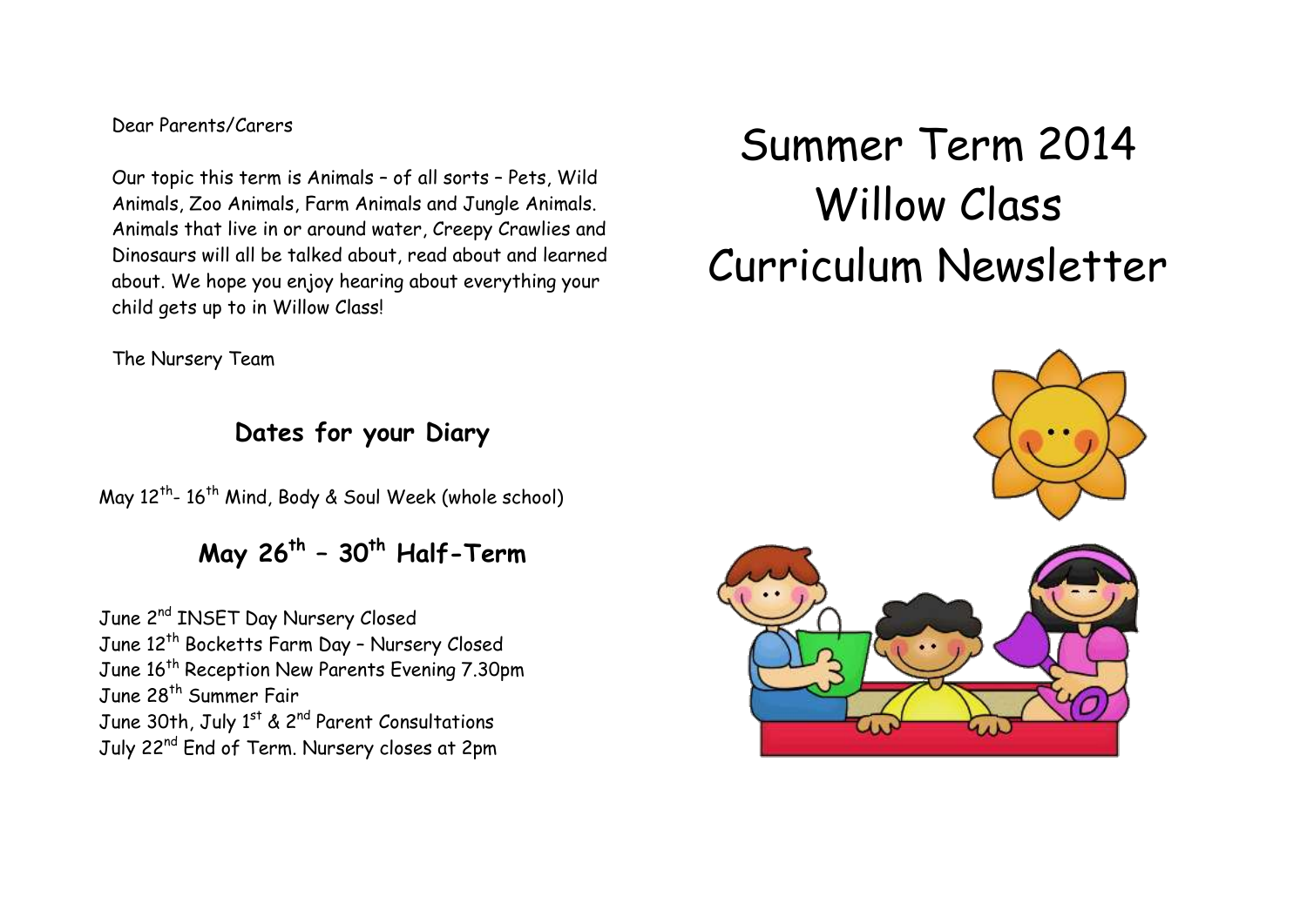# Summer Term 2014
# Willow Class
# Curriculum Newsletter

Dear Parents/Carers

Our topic this term is Animals – of all sorts – Pets, Wild Animals, Zoo Animals, Farm Animals and Jungle Animals. Animals that live in or around water, Creepy Crawlies and Dinosaurs will all be talked about, read about and learned about. We hope you enjoy hearing about everything your child gets up to in Willow Class!

The Nursery Team

## Dates for your Diary

May 12th- 16th Mind, Body & Soul Week (whole school)

**May 26th – 30th Half-Term**

June 2nd INSET Day Nursery Closed
June 12th Bocketts Farm Day – Nursery Closed
June 16th Reception New Parents Evening 7.30pm
June 28th Summer Fair
June 30th, July 1st & 2nd Parent Consultations
July 22nd End of Term. Nursery closes at 2pm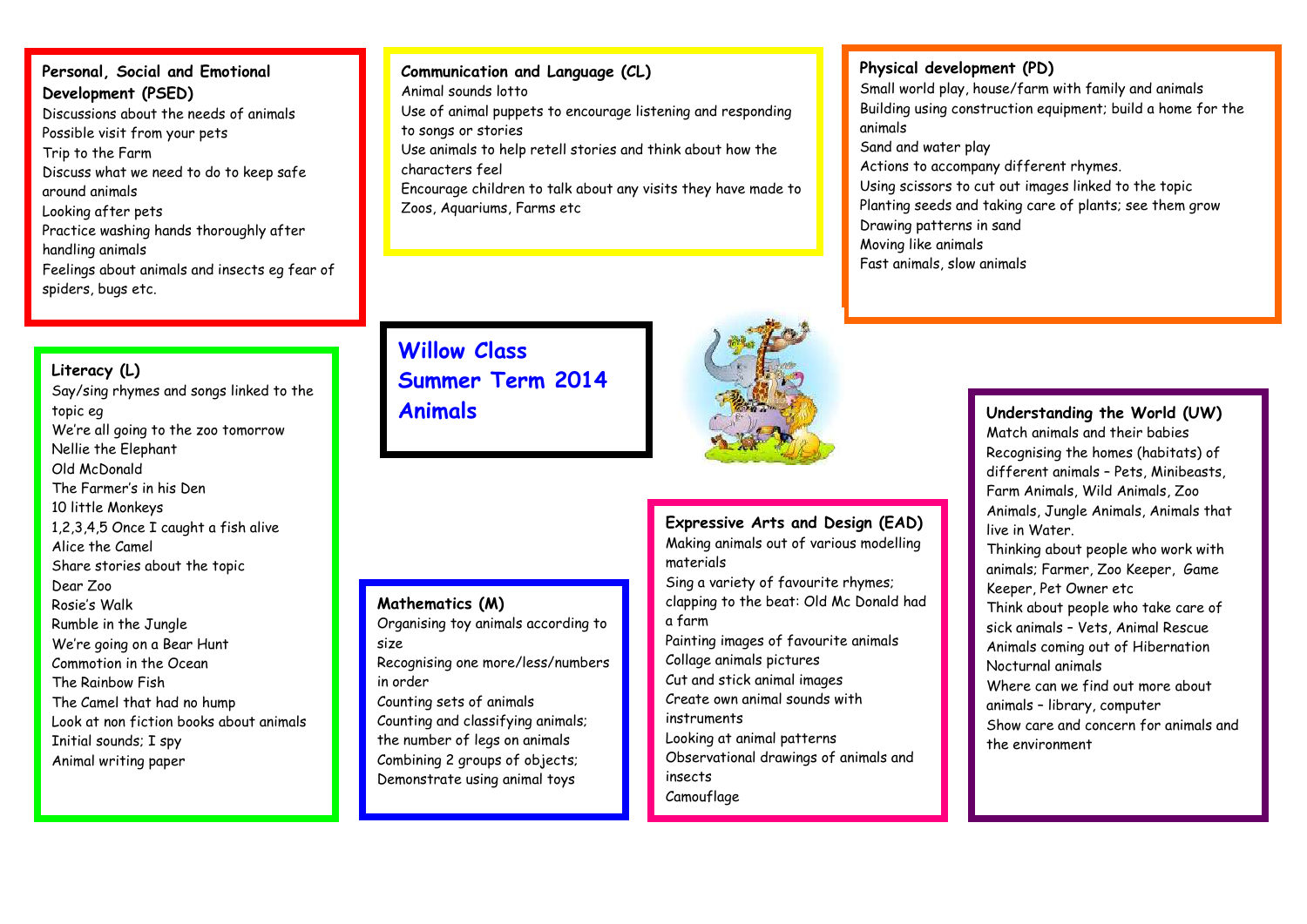# Willow Class
# Summer Term 2014
# Animals

## Personal, Social and Emotional Development (PSED)

Discussions about the needs of animals
Possible visit from your pets
Trip to the Farm
Discuss what we need to do to keep safe around animals
Looking after pets
Practice washing hands thoroughly after handling animals
Feelings about animals and insects eg fear of spiders, bugs etc.

## Communication and Language (CL)

Animal sounds lotto
Use of animal puppets to encourage listening and responding to songs or stories
Use animals to help retell stories and think about how the characters feel
Encourage children to talk about any visits they have made to Zoos, Aquariums, Farms etc

## Physical development (PD)

Small world play, house/farm with family and animals
Building using construction equipment; build a home for the animals
Sand and water play
Actions to accompany different rhymes.
Using scissors to cut out images linked to the topic
Planting seeds and taking care of plants; see them grow
Drawing patterns in sand
Moving like animals
Fast animals, slow animals

## Literacy (L)

Say/sing rhymes and songs linked to the topic eg
We're all going to the zoo tomorrow
Nellie the Elephant
Old McDonald
The Farmer's in his Den
10 little Monkeys
1,2,3,4,5 Once I caught a fish alive
Alice the Camel
Share stories about the topic
Dear Zoo
Rosie's Walk
Rumble in the Jungle
We're going on a Bear Hunt
Commotion in the Ocean
The Rainbow Fish
The Camel that had no hump
Look at non fiction books about animals
Initial sounds; I spy
Animal writing paper

## Mathematics (M)

Organising toy animals according to size
Recognising one more/less/numbers in order
Counting sets of animals
Counting and classifying animals; the number of legs on animals
Combining 2 groups of objects; Demonstrate using animal toys

## Expressive Arts and Design (EAD)

Making animals out of various modelling materials
Sing a variety of favourite rhymes; clapping to the beat: Old Mc Donald had a farm
Painting images of favourite animals
Collage animals pictures
Cut and stick animal images
Create own animal sounds with instruments
Looking at animal patterns
Observational drawings of animals and insects
Camouflage

## Understanding the World (UW)

Match animals and their babies
Recognising the homes (habitats) of different animals – Pets, Minibeasts, Farm Animals, Wild Animals, Zoo Animals, Jungle Animals, Animals that live in Water.
Thinking about people who work with animals; Farmer, Zoo Keeper, Game Keeper, Pet Owner etc
Think about people who take care of sick animals – Vets, Animal Rescue
Animals coming out of Hibernation
Nocturnal animals
Where can we find out more about animals – library, computer
Show care and concern for animals and the environment